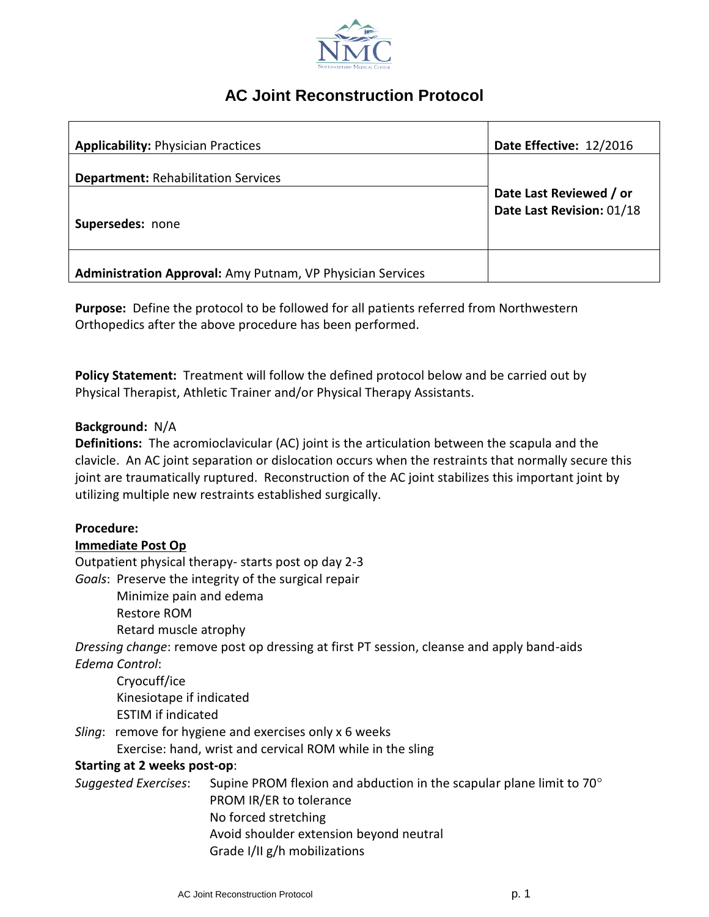# AC Joint Reconstruction Protocol

| **Applicability:** Physician Practices | **Date Effective:** 12/2016 |
|---|---|
| **Department:** Rehabilitation Services | **Date Last Reviewed / or Date Last Revision:** 01/18 |
| **Supersedes:** none | |
| **Administration Approval:** Amy Putnam, VP Physician Services | |

**Purpose:** Define the protocol to be followed for all patients referred from Northwestern Orthopedics after the above procedure has been performed.

**Policy Statement:** Treatment will follow the defined protocol below and be carried out by Physical Therapist, Athletic Trainer and/or Physical Therapy Assistants.

**Background:** N/A

**Definitions:** The acromioclavicular (AC) joint is the articulation between the scapula and the clavicle. An AC joint separation or dislocation occurs when the restraints that normally secure this joint are traumatically ruptured. Reconstruction of the AC joint stabilizes this important joint by utilizing multiple new restraints established surgically.

**Procedure:**

**Immediate Post Op**

Outpatient physical therapy- starts post op day 2-3

*Goals*: Preserve the integrity of the surgical repair
- Minimize pain and edema
- Restore ROM
- Retard muscle atrophy

*Dressing change*: remove post op dressing at first PT session, cleanse and apply band-aids

*Edema Control*:
- Cryocuff/ice
- Kinesiotape if indicated
- ESTIM if indicated

*Sling*: remove for hygiene and exercises only x 6 weeks
- Exercise: hand, wrist and cervical ROM while in the sling

**Starting at 2 weeks post-op**:

*Suggested Exercises*:
- Supine PROM flexion and abduction in the scapular plane limit to 70°
- PROM IR/ER to tolerance
- No forced stretching
- Avoid shoulder extension beyond neutral
- Grade I/II g/h mobilizations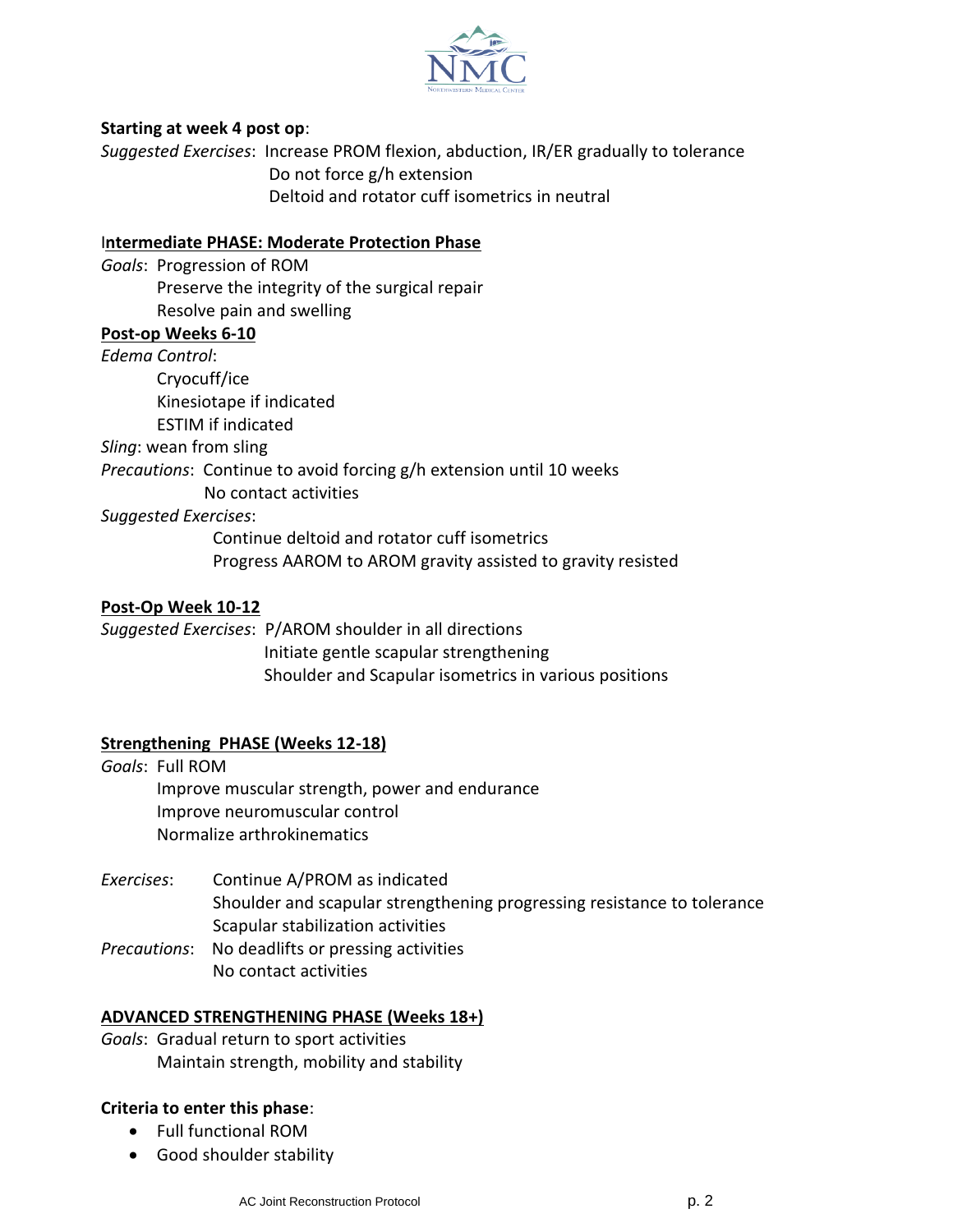**Starting at week 4 post op**:

*Suggested Exercises*: Increase PROM flexion, abduction, IR/ER gradually to tolerance

Do not force g/h extension

Deltoid and rotator cuff isometrics in neutral

## Intermediate PHASE: Moderate Protection Phase

*Goals*: Progression of ROM

Preserve the integrity of the surgical repair

Resolve pain and swelling

### Post-op Weeks 6-10

*Edema Control*:

Cryocuff/ice

Kinesiotape if indicated

ESTIM if indicated

*Sling*: wean from sling

*Precautions*: Continue to avoid forcing g/h extension until 10 weeks

No contact activities

*Suggested Exercises*:

Continue deltoid and rotator cuff isometrics

Progress AAROM to AROM gravity assisted to gravity resisted

### Post-Op Week 10-12

*Suggested Exercises*: P/AROM shoulder in all directions

Initiate gentle scapular strengthening

Shoulder and Scapular isometrics in various positions

## Strengthening PHASE (Weeks 12-18)

*Goals*: Full ROM

Improve muscular strength, power and endurance

Improve neuromuscular control

Normalize arthrokinematics

*Exercises*: Continue A/PROM as indicated

Shoulder and scapular strengthening progressing resistance to tolerance

Scapular stabilization activities

*Precautions*: No deadlifts or pressing activities

No contact activities

## ADVANCED STRENGTHENING PHASE (Weeks 18+)

*Goals*: Gradual return to sport activities

Maintain strength, mobility and stability

**Criteria to enter this phase**:

- Full functional ROM
- Good shoulder stability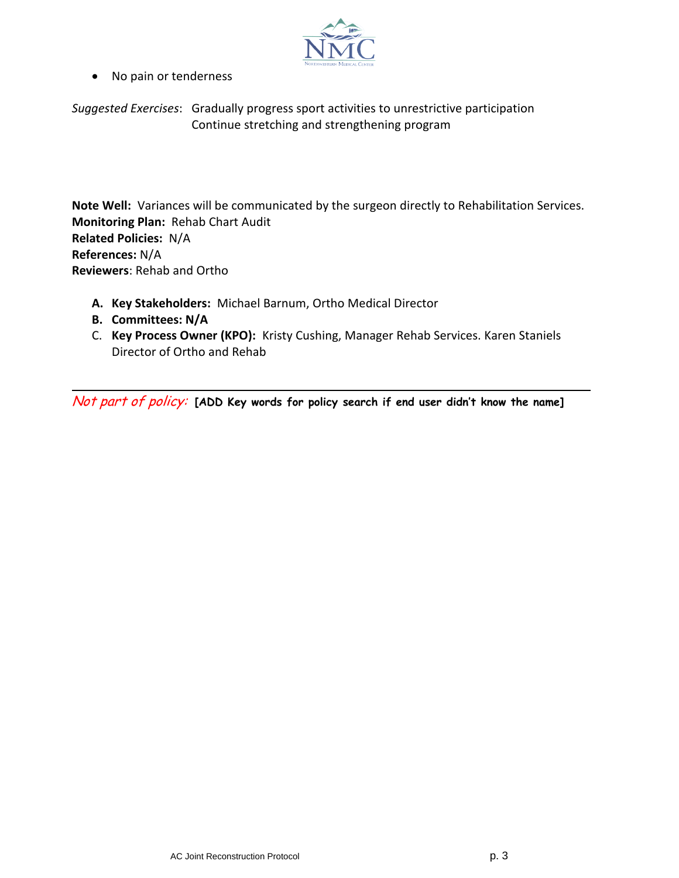- No pain or tenderness

*Suggested Exercises*: Gradually progress sport activities to unrestrictive participation
Continue stretching and strengthening program

**Note Well:** Variances will be communicated by the surgeon directly to Rehabilitation Services.
**Monitoring Plan:** Rehab Chart Audit
**Related Policies:** N/A
**References:** N/A
**Reviewers**: Rehab and Ortho

A. **Key Stakeholders:** Michael Barnum, Ortho Medical Director
B. **Committees: N/A**
C. **Key Process Owner (KPO):** Kristy Cushing, Manager Rehab Services. Karen Staniels Director of Ortho and Rehab

---

*Not part of policy:* **[ADD Key words for policy search if end user didn't know the name]**